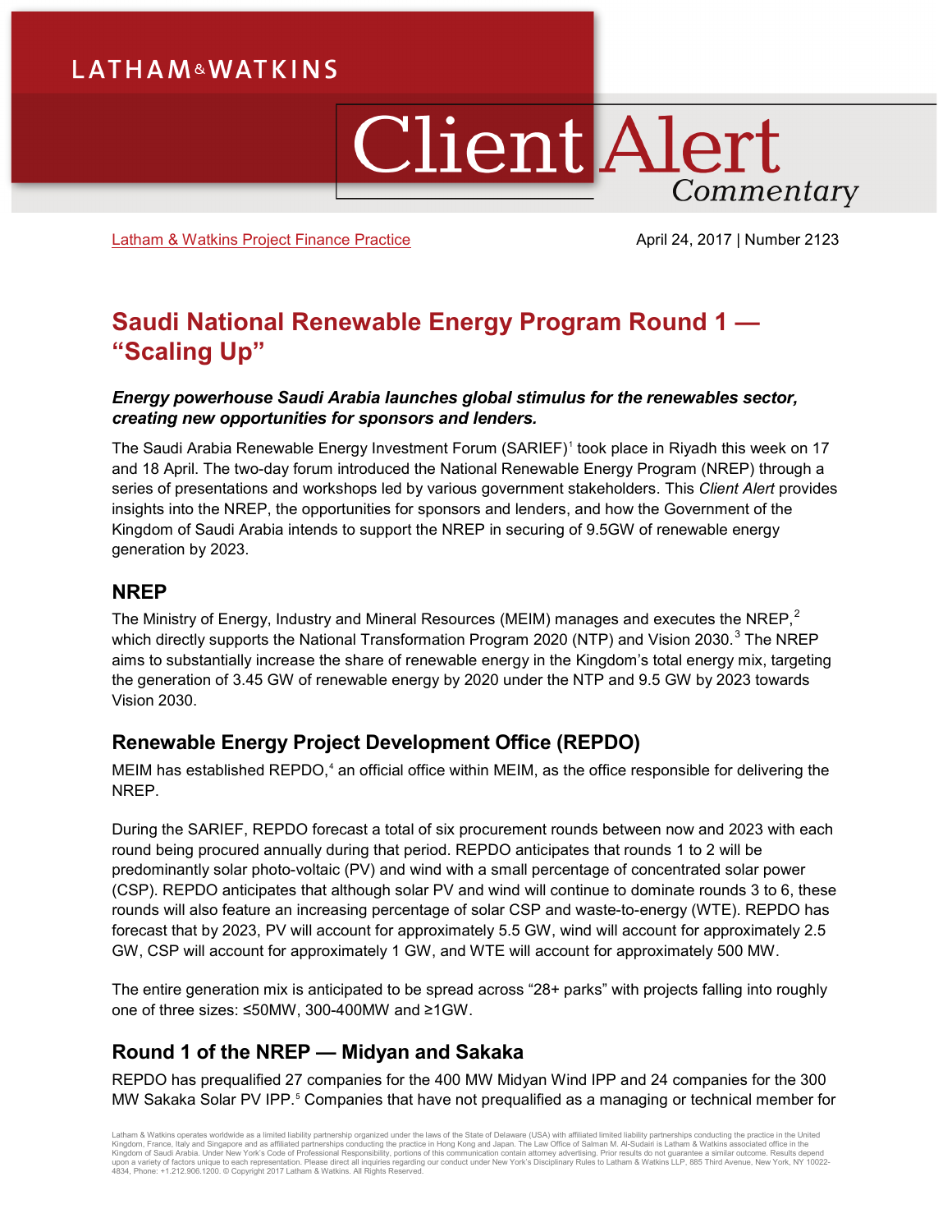LATHAM & WATKINS

# Client Alert Commentary

Latham & Watkins Project Finance Practice

April 24, 2017 | Number 2123

# Saudi National Renewable Energy Program Round 1 — "Scaling Up"

***Energy powerhouse Saudi Arabia launches global stimulus for the renewables sector, creating new opportunities for sponsors and lenders.***

The Saudi Arabia Renewable Energy Investment Forum (SARIEF)[1] took place in Riyadh this week on 17 and 18 April. The two-day forum introduced the National Renewable Energy Program (NREP) through a series of presentations and workshops led by various government stakeholders. This *Client Alert* provides insights into the NREP, the opportunities for sponsors and lenders, and how the Government of the Kingdom of Saudi Arabia intends to support the NREP in securing of 9.5GW of renewable energy generation by 2023.

## NREP

The Ministry of Energy, Industry and Mineral Resources (MEIM) manages and executes the NREP,[2] which directly supports the National Transformation Program 2020 (NTP) and Vision 2030.[3] The NREP aims to substantially increase the share of renewable energy in the Kingdom's total energy mix, targeting the generation of 3.45 GW of renewable energy by 2020 under the NTP and 9.5 GW by 2023 towards Vision 2030.

## Renewable Energy Project Development Office (REPDO)

MEIM has established REPDO,[4] an official office within MEIM, as the office responsible for delivering the NREP.

During the SARIEF, REPDO forecast a total of six procurement rounds between now and 2023 with each round being procured annually during that period. REPDO anticipates that rounds 1 to 2 will be predominantly solar photo-voltaic (PV) and wind with a small percentage of concentrated solar power (CSP). REPDO anticipates that although solar PV and wind will continue to dominate rounds 3 to 6, these rounds will also feature an increasing percentage of solar CSP and waste-to-energy (WTE). REPDO has forecast that by 2023, PV will account for approximately 5.5 GW, wind will account for approximately 2.5 GW, CSP will account for approximately 1 GW, and WTE will account for approximately 500 MW.

The entire generation mix is anticipated to be spread across "28+ parks" with projects falling into roughly one of three sizes: ≤50MW, 300-400MW and ≥1GW.

## Round 1 of the NREP — Midyan and Sakaka

REPDO has prequalified 27 companies for the 400 MW Midyan Wind IPP and 24 companies for the 300 MW Sakaka Solar PV IPP.[5] Companies that have not prequalified as a managing or technical member for

Latham & Watkins operates worldwide as a limited liability partnership organized under the laws of the State of Delaware (USA) with affiliated limited liability partnerships conducting the practice in the United Kingdom, France, Italy and Singapore and as affiliated partnerships conducting the practice in Hong Kong and Japan. The Law Office of Salman M. Al-Sudairi is Latham & Watkins associated office in the Kingdom of Saudi Arabia. Under New York's Code of Professional Responsibility, portions of this communication contain attorney advertising. Prior results do not guarantee a similar outcome. Results depend upon a variety of factors unique to each representation. Please direct all inquiries regarding our conduct under New York's Disciplinary Rules to Latham & Watkins LLP, 885 Third Avenue, New York, NY 10022-4834, Phone: +1.212.906.1200. © Copyright 2017 Latham & Watkins. All Rights Reserved.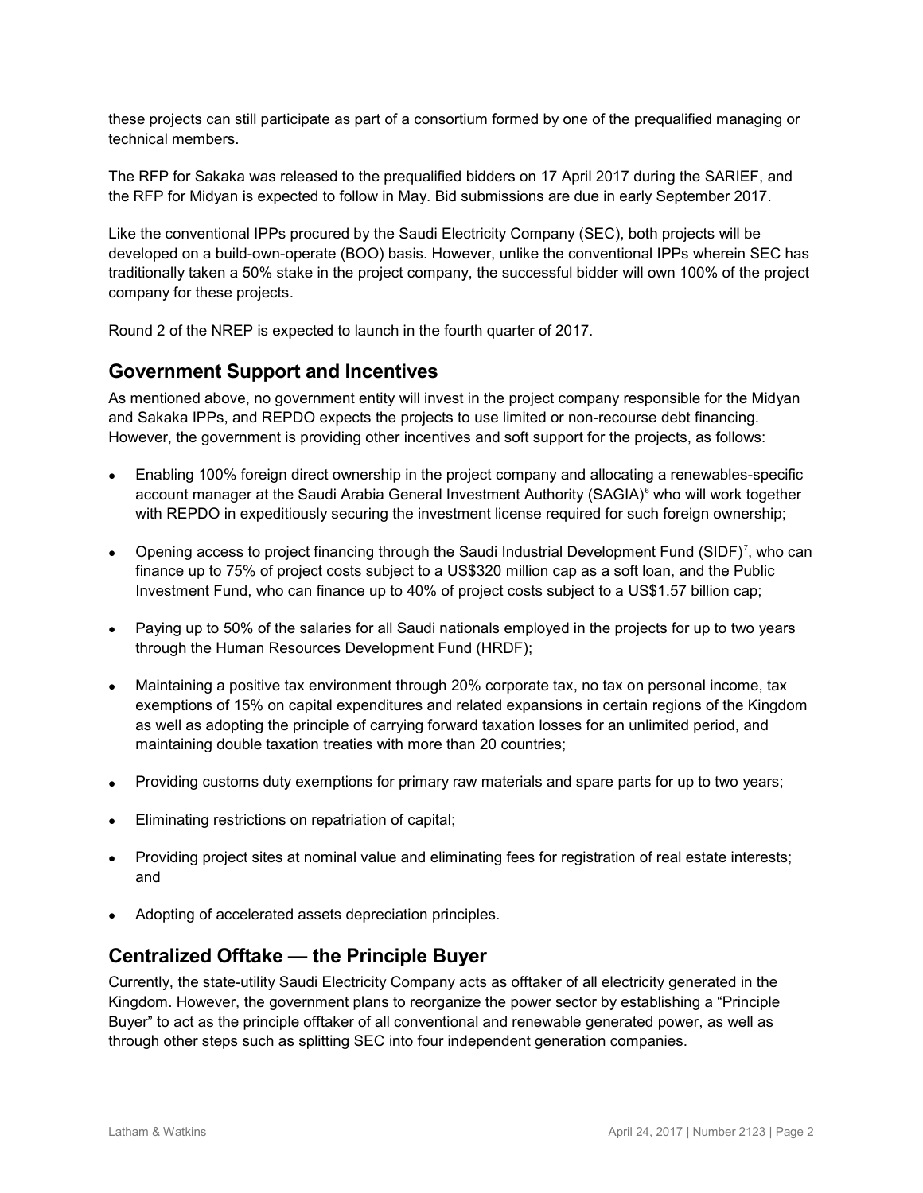these projects can still participate as part of a consortium formed by one of the prequalified managing or technical members.

The RFP for Sakaka was released to the prequalified bidders on 17 April 2017 during the SARIEF, and the RFP for Midyan is expected to follow in May. Bid submissions are due in early September 2017.

Like the conventional IPPs procured by the Saudi Electricity Company (SEC), both projects will be developed on a build-own-operate (BOO) basis. However, unlike the conventional IPPs wherein SEC has traditionally taken a 50% stake in the project company, the successful bidder will own 100% of the project company for these projects.

Round 2 of the NREP is expected to launch in the fourth quarter of 2017.

## Government Support and Incentives

As mentioned above, no government entity will invest in the project company responsible for the Midyan and Sakaka IPPs, and REPDO expects the projects to use limited or non-recourse debt financing. However, the government is providing other incentives and soft support for the projects, as follows:

- Enabling 100% foreign direct ownership in the project company and allocating a renewables-specific account manager at the Saudi Arabia General Investment Authority (SAGIA)[6] who will work together with REPDO in expeditiously securing the investment license required for such foreign ownership;
- Opening access to project financing through the Saudi Industrial Development Fund (SIDF)[7], who can finance up to 75% of project costs subject to a US$320 million cap as a soft loan, and the Public Investment Fund, who can finance up to 40% of project costs subject to a US$1.57 billion cap;
- Paying up to 50% of the salaries for all Saudi nationals employed in the projects for up to two years through the Human Resources Development Fund (HRDF);
- Maintaining a positive tax environment through 20% corporate tax, no tax on personal income, tax exemptions of 15% on capital expenditures and related expansions in certain regions of the Kingdom as well as adopting the principle of carrying forward taxation losses for an unlimited period, and maintaining double taxation treaties with more than 20 countries;
- Providing customs duty exemptions for primary raw materials and spare parts for up to two years;
- Eliminating restrictions on repatriation of capital;
- Providing project sites at nominal value and eliminating fees for registration of real estate interests; and
- Adopting of accelerated assets depreciation principles.

## Centralized Offtake — the Principle Buyer

Currently, the state-utility Saudi Electricity Company acts as offtaker of all electricity generated in the Kingdom. However, the government plans to reorganize the power sector by establishing a "Principle Buyer" to act as the principle offtaker of all conventional and renewable generated power, as well as through other steps such as splitting SEC into four independent generation companies.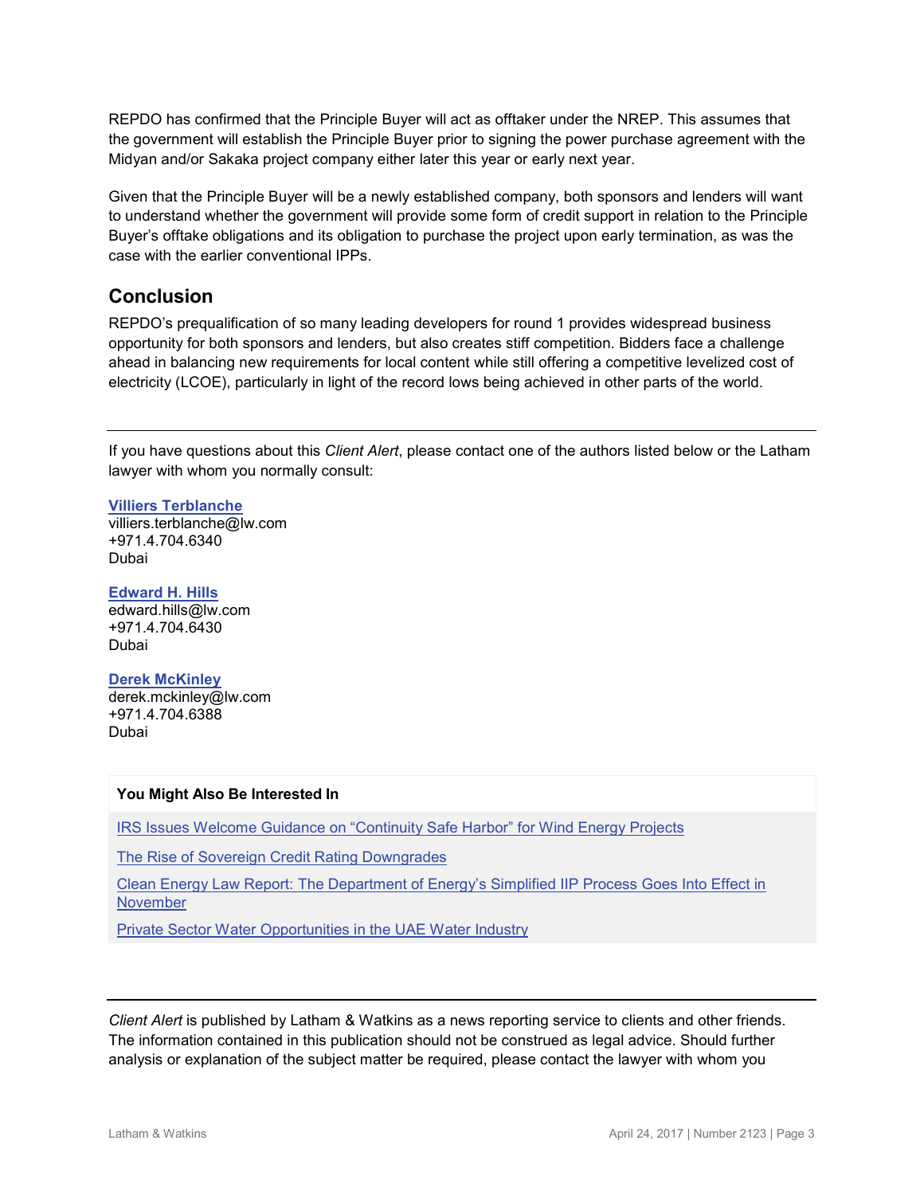REPDO has confirmed that the Principle Buyer will act as offtaker under the NREP. This assumes that the government will establish the Principle Buyer prior to signing the power purchase agreement with the Midyan and/or Sakaka project company either later this year or early next year.

Given that the Principle Buyer will be a newly established company, both sponsors and lenders will want to understand whether the government will provide some form of credit support in relation to the Principle Buyer's offtake obligations and its obligation to purchase the project upon early termination, as was the case with the earlier conventional IPPs.

## Conclusion

REPDO's prequalification of so many leading developers for round 1 provides widespread business opportunity for both sponsors and lenders, but also creates stiff competition. Bidders face a challenge ahead in balancing new requirements for local content while still offering a competitive levelized cost of electricity (LCOE), particularly in light of the record lows being achieved in other parts of the world.

---

If you have questions about this *Client Alert*, please contact one of the authors listed below or the Latham lawyer with whom you normally consult:

**Villiers Terblanche**
villiers.terblanche@lw.com
+971.4.704.6340
Dubai

**Edward H. Hills**
edward.hills@lw.com
+971.4.704.6430
Dubai

**Derek McKinley**
derek.mckinley@lw.com
+971.4.704.6388
Dubai

**You Might Also Be Interested In**

IRS Issues Welcome Guidance on "Continuity Safe Harbor" for Wind Energy Projects

The Rise of Sovereign Credit Rating Downgrades

Clean Energy Law Report: The Department of Energy's Simplified IIP Process Goes Into Effect in November

Private Sector Water Opportunities in the UAE Water Industry

---

*Client Alert* is published by Latham & Watkins as a news reporting service to clients and other friends. The information contained in this publication should not be construed as legal advice. Should further analysis or explanation of the subject matter be required, please contact the lawyer with whom you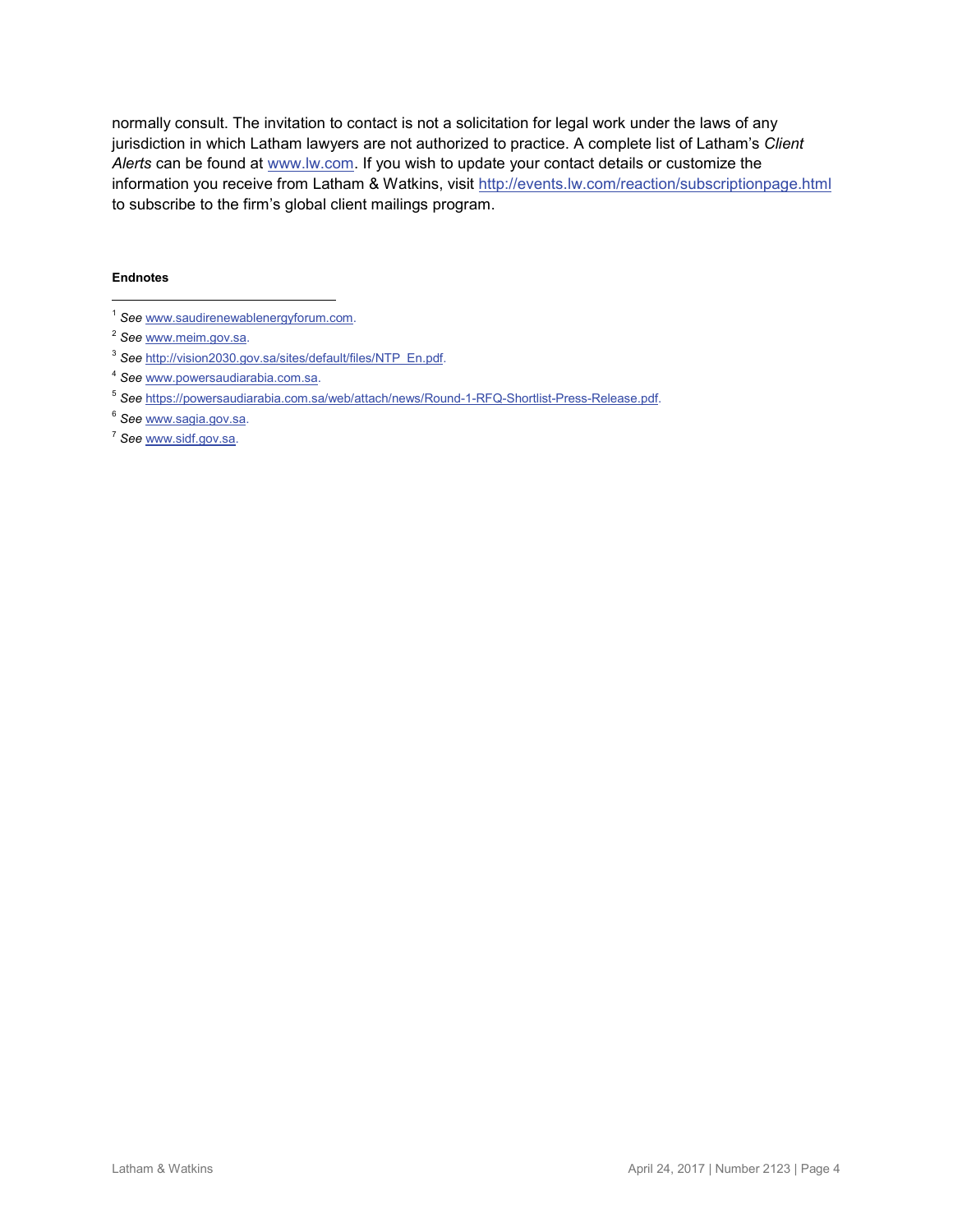normally consult. The invitation to contact is not a solicitation for legal work under the laws of any jurisdiction in which Latham lawyers are not authorized to practice. A complete list of Latham's *Client Alerts* can be found at www.lw.com. If you wish to update your contact details or customize the information you receive from Latham & Watkins, visit http://events.lw.com/reaction/subscriptionpage.html to subscribe to the firm's global client mailings program.

#### Endnotes

[1] *See* www.saudirenewablenergyforum.com.

[2] *See* www.meim.gov.sa.

[3] *See* http://vision2030.gov.sa/sites/default/files/NTP_En.pdf.

[4] *See* www.powersaudiarabia.com.sa.

[5] *See* https://powersaudiarabia.com.sa/web/attach/news/Round-1-RFQ-Shortlist-Press-Release.pdf.

[6] *See* www.sagia.gov.sa.

[7] *See* www.sidf.gov.sa.